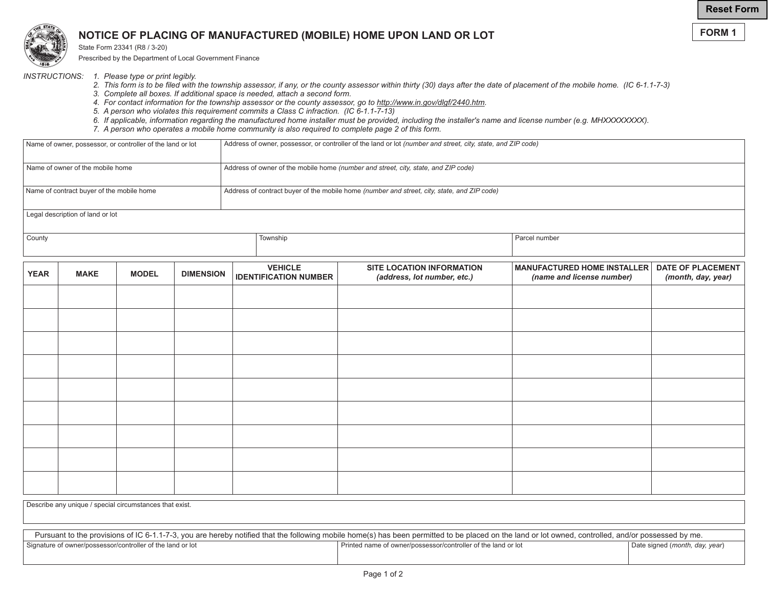Reset Form

**FORM 1**

# NOTICE OF PLACING OF MANUFACTURED (MOBILE) HOME UPON LAND OR LOT

State Form 23341 (R8 / 3-20)

Prescribed by the Department of Local Government Finance

*INSTRUCTIONS:*

1. *Please type or print legibly.*
2. *This form is to be filed with the township assessor, if any, or the county assessor within thirty (30) days after the date of placement of the mobile home. (IC 6-1.1-7-3)*
3. *Complete all boxes. If additional space is needed, attach a second form.*
4. *For contact information for the township assessor or the county assessor, go to http://www.in.gov/dlgf/2440.htm.*
5. *A person who violates this requirement commits a Class C infraction. (IC 6-1.1-7-13)*
6. *If applicable, information regarding the manufactured home installer must be provided, including the installer's name and license number (e.g. MHXXXXXXXX).*
7. *A person who operates a mobile home community is also required to complete page 2 of this form.*

| Name of owner, possessor, or controller of the land or lot | Address of owner, possessor, or controller of the land or lot *(number and street, city, state, and ZIP code)* |
|---|---|
| | |

| Name of owner of the mobile home | Address of owner of the mobile home *(number and street, city, state, and ZIP code)* |
|---|---|
| | |

| Name of contract buyer of the mobile home | Address of contract buyer of the mobile home *(number and street, city, state, and ZIP code)* |
|---|---|
| | |

Legal description of land or lot

| County | Township | Parcel number |
|---|---|---|
| | | |

| YEAR | MAKE | MODEL | DIMENSION | VEHICLE IDENTIFICATION NUMBER | SITE LOCATION INFORMATION *(address, lot number, etc.)* | MANUFACTURED HOME INSTALLER *(name and license number)* | DATE OF PLACEMENT *(month, day, year)* |
|---|---|---|---|---|---|---|---|
| | | | | | | | |
| | | | | | | | |
| | | | | | | | |
| | | | | | | | |
| | | | | | | | |
| | | | | | | | |
| | | | | | | | |
| | | | | | | | |
| | | | | | | | |

Describe any unique / special circumstances that exist.

Pursuant to the provisions of IC 6-1.1-7-3, you are hereby notified that the following mobile home(s) has been permitted to be placed on the land or lot owned, controlled, and/or possessed by me.

| Signature of owner/possessor/controller of the land or lot | Printed name of owner/possessor/controller of the land or lot | Date signed (*month, day, year*) |
|---|---|---|
| | | |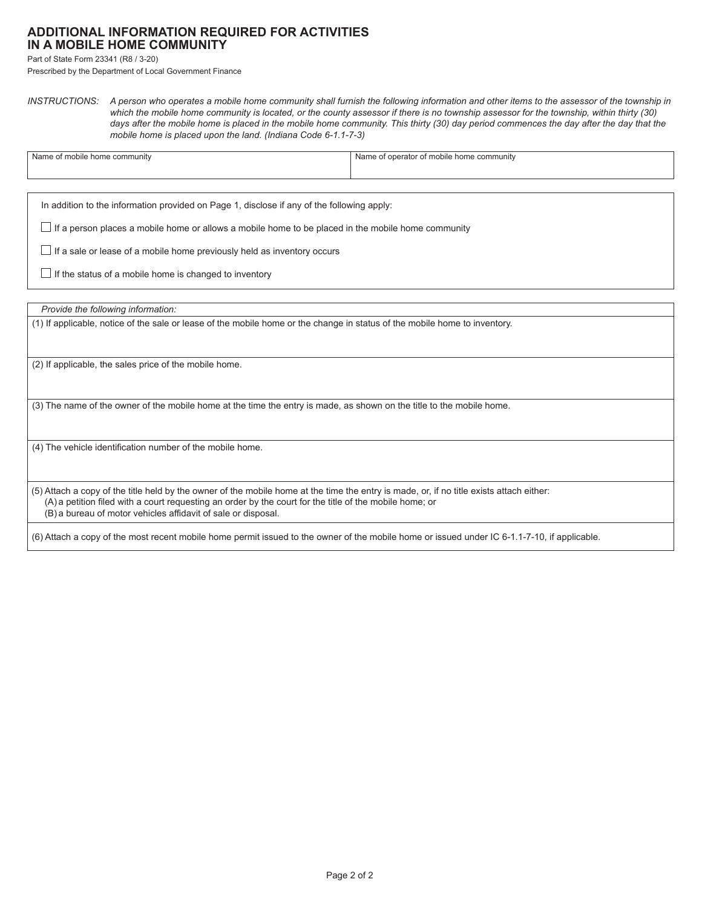# ADDITIONAL INFORMATION REQUIRED FOR ACTIVITIES IN A MOBILE HOME COMMUNITY

Part of State Form 23341 (R8 / 3-20)

Prescribed by the Department of Local Government Finance

*INSTRUCTIONS: A person who operates a mobile home community shall furnish the following information and other items to the assessor of the township in which the mobile home community is located, or the county assessor if there is no township assessor for the township, within thirty (30) days after the mobile home is placed in the mobile home community. This thirty (30) day period commences the day after the day that the mobile home is placed upon the land. (Indiana Code 6-1.1-7-3)*

| Name of mobile home community | Name of operator of mobile home community |
|---|---|
| | |

In addition to the information provided on Page 1, disclose if any of the following apply:

☐ If a person places a mobile home or allows a mobile home to be placed in the mobile home community

☐ If a sale or lease of a mobile home previously held as inventory occurs

☐ If the status of a mobile home is changed to inventory

*Provide the following information:*

(1) If applicable, notice of the sale or lease of the mobile home or the change in status of the mobile home to inventory.

(2) If applicable, the sales price of the mobile home.

(3) The name of the owner of the mobile home at the time the entry is made, as shown on the title to the mobile home.

(4) The vehicle identification number of the mobile home.

(5) Attach a copy of the title held by the owner of the mobile home at the time the entry is made, or, if no title exists attach either:
- (A) a petition filed with a court requesting an order by the court for the title of the mobile home; or
- (B) a bureau of motor vehicles affidavit of sale or disposal.

(6) Attach a copy of the most recent mobile home permit issued to the owner of the mobile home or issued under IC 6-1.1-7-10, if applicable.